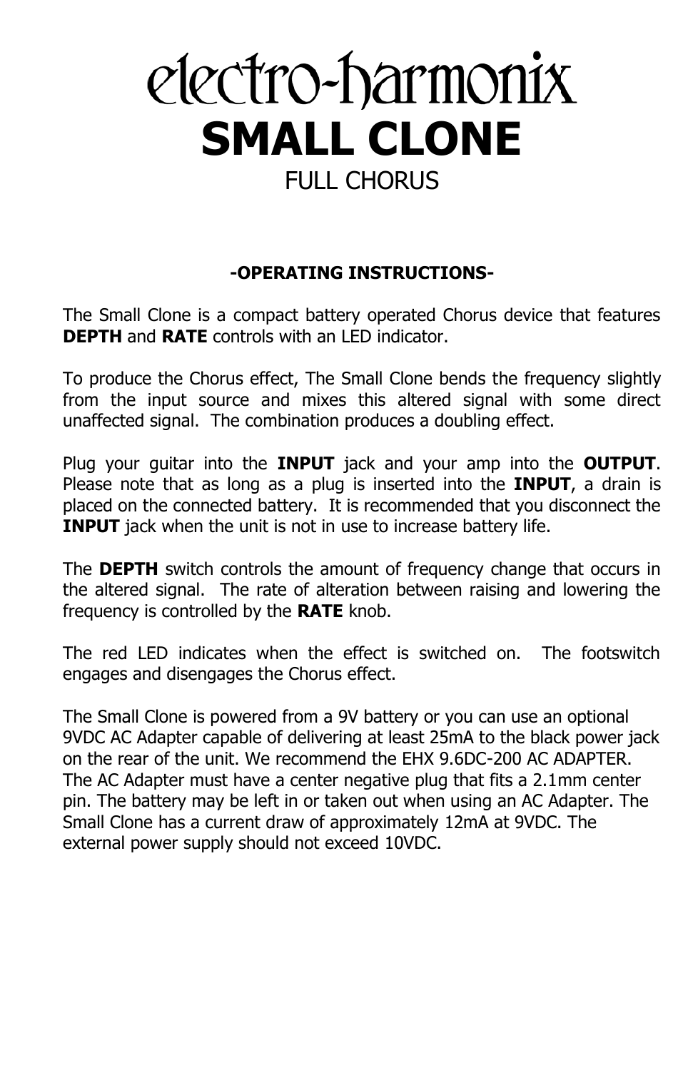# electro-harmonix

# SMALL CLONE

## FULL CHORUS

### -OPERATING INSTRUCTIONS-

The Small Clone is a compact battery operated Chorus device that features **DEPTH** and **RATE** controls with an LED indicator.

To produce the Chorus effect, The Small Clone bends the frequency slightly from the input source and mixes this altered signal with some direct unaffected signal. The combination produces a doubling effect.

Plug your guitar into the **INPUT** jack and your amp into the **OUTPUT**. Please note that as long as a plug is inserted into the **INPUT**, a drain is placed on the connected battery. It is recommended that you disconnect the **INPUT** jack when the unit is not in use to increase battery life.

The **DEPTH** switch controls the amount of frequency change that occurs in the altered signal. The rate of alteration between raising and lowering the frequency is controlled by the **RATE** knob.

The red LED indicates when the effect is switched on. The footswitch engages and disengages the Chorus effect.

The Small Clone is powered from a 9V battery or you can use an optional 9VDC AC Adapter capable of delivering at least 25mA to the black power jack on the rear of the unit. We recommend the EHX 9.6DC-200 AC ADAPTER. The AC Adapter must have a center negative plug that fits a 2.1mm center pin. The battery may be left in or taken out when using an AC Adapter. The Small Clone has a current draw of approximately 12mA at 9VDC. The external power supply should not exceed 10VDC.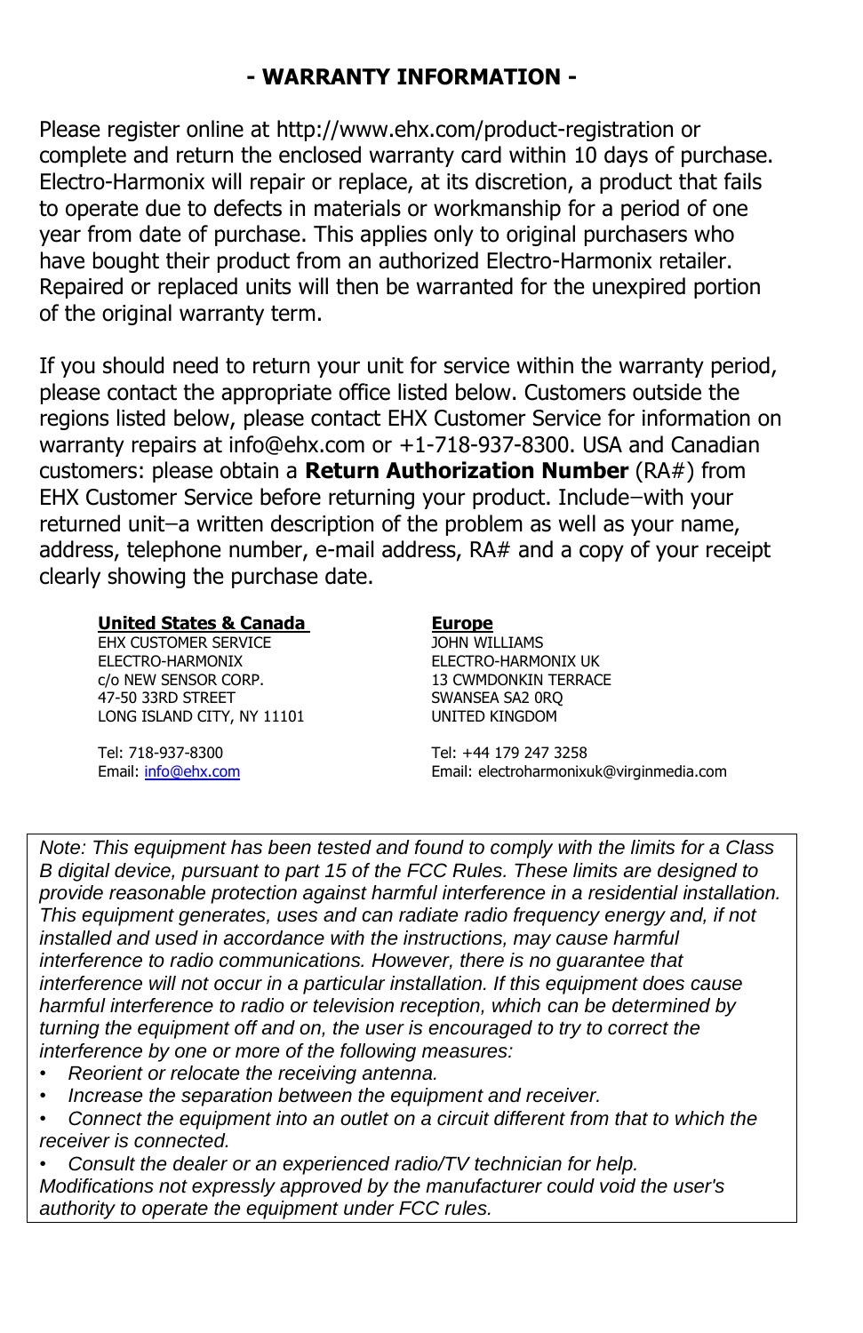## - WARRANTY INFORMATION -

Please register online at http://www.ehx.com/product-registration or complete and return the enclosed warranty card within 10 days of purchase. Electro-Harmonix will repair or replace, at its discretion, a product that fails to operate due to defects in materials or workmanship for a period of one year from date of purchase. This applies only to original purchasers who have bought their product from an authorized Electro-Harmonix retailer. Repaired or replaced units will then be warranted for the unexpired portion of the original warranty term.

If you should need to return your unit for service within the warranty period, please contact the appropriate office listed below. Customers outside the regions listed below, please contact EHX Customer Service for information on warranty repairs at info@ehx.com or +1-718-937-8300. USA and Canadian customers: please obtain a **Return Authorization Number** (RA#) from EHX Customer Service before returning your product. Include–with your returned unit–a written description of the problem as well as your name, address, telephone number, e-mail address, RA# and a copy of your receipt clearly showing the purchase date.

**United States & Canada**
EHX CUSTOMER SERVICE
ELECTRO-HARMONIX
c/o NEW SENSOR CORP.
47-50 33RD STREET
LONG ISLAND CITY, NY 11101

Tel: 718-937-8300
Email: info@ehx.com

**Europe**
JOHN WILLIAMS
ELECTRO-HARMONIX UK
13 CWMDONKIN TERRACE
SWANSEA SA2 0RQ
UNITED KINGDOM

Tel: +44 179 247 3258
Email: electroharmonixuk@virginmedia.com

*Note: This equipment has been tested and found to comply with the limits for a Class B digital device, pursuant to part 15 of the FCC Rules. These limits are designed to provide reasonable protection against harmful interference in a residential installation. This equipment generates, uses and can radiate radio frequency energy and, if not installed and used in accordance with the instructions, may cause harmful interference to radio communications. However, there is no guarantee that interference will not occur in a particular installation. If this equipment does cause harmful interference to radio or television reception, which can be determined by turning the equipment off and on, the user is encouraged to try to correct the interference by one or more of the following measures:*

- *Reorient or relocate the receiving antenna.*
- *Increase the separation between the equipment and receiver.*
- *Connect the equipment into an outlet on a circuit different from that to which the receiver is connected.*
- *Consult the dealer or an experienced radio/TV technician for help.*

*Modifications not expressly approved by the manufacturer could void the user's authority to operate the equipment under FCC rules.*